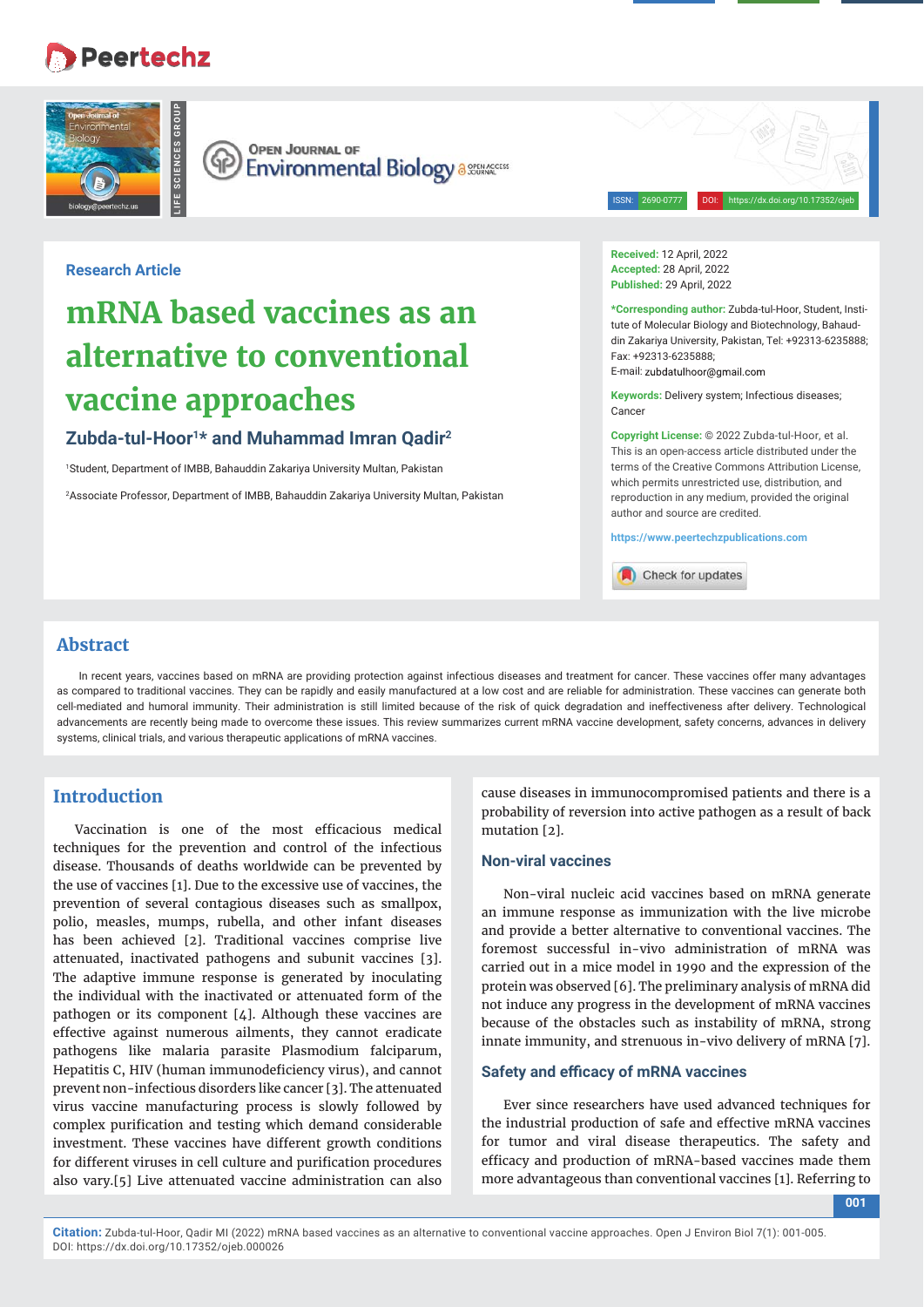Research Article

# mRNA based vaccines as an alternative to conventional vaccine approaches

**Zubda-tul-Hoor[1]* and Muhammad Imran Qadir[2]**

[1]Student, Department of IMBB, Bahauddin Zakariya University Multan, Pakistan

[2]Associate Professor, Department of IMBB, Bahauddin Zakariya University Multan, Pakistan

**Received:** 12 April, 2022
**Accepted:** 28 April, 2022
**Published:** 29 April, 2022

***Corresponding author:** Zubda-tul-Hoor, Student, Institute of Molecular Biology and Biotechnology, Bahauddin Zakariya University, Pakistan, Tel: +92313-6235888; Fax: +92313-6235888;
E-mail: zubdatulhoor@gmail.com

**Keywords:** Delivery system; Infectious diseases; Cancer

**Copyright License:** © 2022 Zubda-tul-Hoor, et al. This is an open-access article distributed under the terms of the Creative Commons Attribution License, which permits unrestricted use, distribution, and reproduction in any medium, provided the original author and source are credited.

https://www.peertechzpublications.com

## Abstract

In recent years, vaccines based on mRNA are providing protection against infectious diseases and treatment for cancer. These vaccines offer many advantages as compared to traditional vaccines. They can be rapidly and easily manufactured at a low cost and are reliable for administration. These vaccines can generate both cell-mediated and humoral immunity. Their administration is still limited because of the risk of quick degradation and ineffectiveness after delivery. Technological advancements are recently being made to overcome these issues. This review summarizes current mRNA vaccine development, safety concerns, advances in delivery systems, clinical trials, and various therapeutic applications of mRNA vaccines.

## Introduction

Vaccination is one of the most efficacious medical techniques for the prevention and control of the infectious disease. Thousands of deaths worldwide can be prevented by the use of vaccines [1]. Due to the excessive use of vaccines, the prevention of several contagious diseases such as smallpox, polio, measles, mumps, rubella, and other infant diseases has been achieved [2]. Traditional vaccines comprise live attenuated, inactivated pathogens and subunit vaccines [3]. The adaptive immune response is generated by inoculating the individual with the inactivated or attenuated form of the pathogen or its component [4]. Although these vaccines are effective against numerous ailments, they cannot eradicate pathogens like malaria parasite Plasmodium falciparum, Hepatitis C, HIV (human immunodeficiency virus), and cannot prevent non-infectious disorders like cancer [3]. The attenuated virus vaccine manufacturing process is slowly followed by complex purification and testing which demand considerable investment. These vaccines have different growth conditions for different viruses in cell culture and purification procedures also vary.[5] Live attenuated vaccine administration can also cause diseases in immunocompromised patients and there is a probability of reversion into active pathogen as a result of back mutation [2].

### Non-viral vaccines

Non-viral nucleic acid vaccines based on mRNA generate an immune response as immunization with the live microbe and provide a better alternative to conventional vaccines. The foremost successful in-vivo administration of mRNA was carried out in a mice model in 1990 and the expression of the protein was observed [6]. The preliminary analysis of mRNA did not induce any progress in the development of mRNA vaccines because of the obstacles such as instability of mRNA, strong innate immunity, and strenuous in-vivo delivery of mRNA [7].

### Safety and efficacy of mRNA vaccines

Ever since researchers have used advanced techniques for the industrial production of safe and effective mRNA vaccines for tumor and viral disease therapeutics. The safety and efficacy and production of mRNA-based vaccines made them more advantageous than conventional vaccines [1]. Referring to

**Citation:** Zubda-tul-Hoor, Qadir MI (2022) mRNA based vaccines as an alternative to conventional vaccine approaches. Open J Environ Biol 7(1): 001-005. DOI: https://dx.doi.org/10.17352/ojeb.000026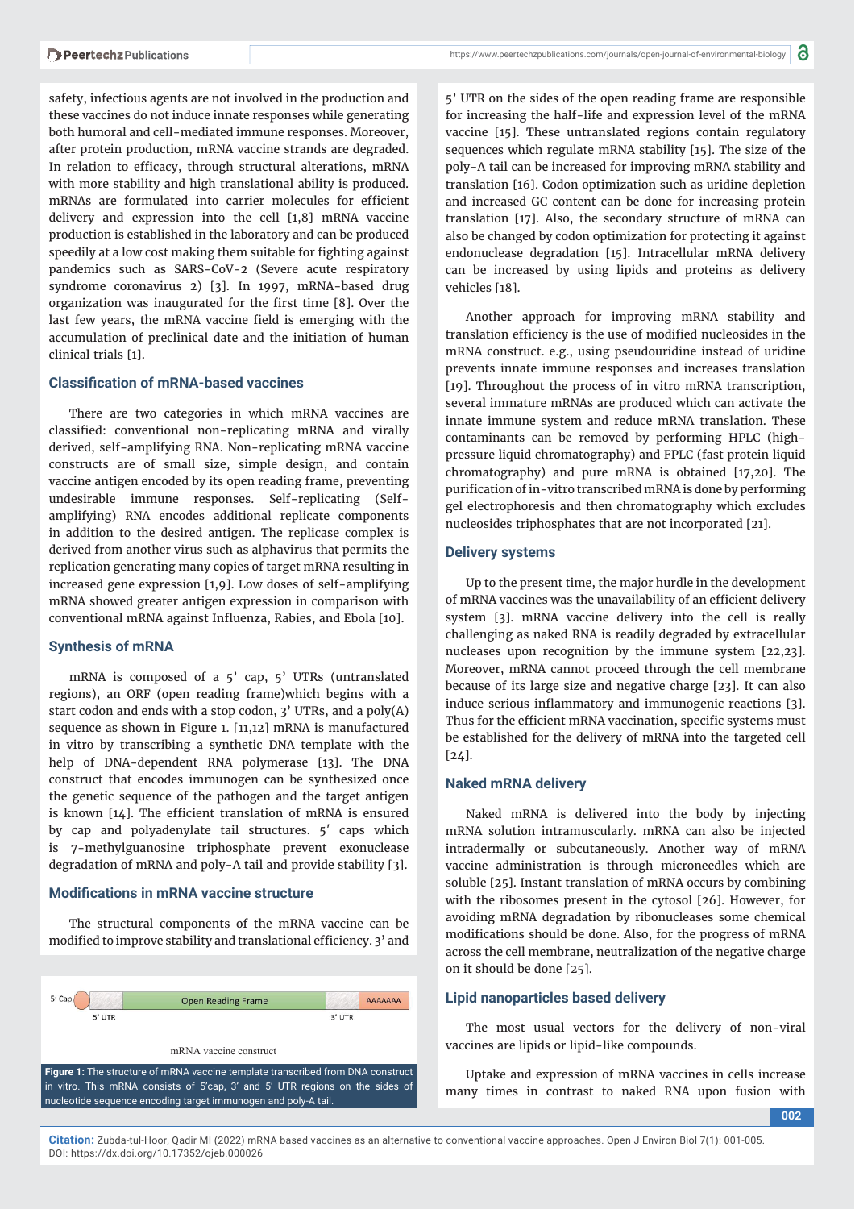safety, infectious agents are not involved in the production and these vaccines do not induce innate responses while generating both humoral and cell-mediated immune responses. Moreover, after protein production, mRNA vaccine strands are degraded. In relation to efficacy, through structural alterations, mRNA with more stability and high translational ability is produced. mRNAs are formulated into carrier molecules for efficient delivery and expression into the cell [1,8] mRNA vaccine production is established in the laboratory and can be produced speedily at a low cost making them suitable for fighting against pandemics such as SARS-CoV-2 (Severe acute respiratory syndrome coronavirus 2) [3]. In 1997, mRNA-based drug organization was inaugurated for the first time [8]. Over the last few years, the mRNA vaccine field is emerging with the accumulation of preclinical date and the initiation of human clinical trials [1].

## Classification of mRNA-based vaccines

There are two categories in which mRNA vaccines are classified: conventional non-replicating mRNA and virally derived, self-amplifying RNA. Non-replicating mRNA vaccine constructs are of small size, simple design, and contain vaccine antigen encoded by its open reading frame, preventing undesirable immune responses. Self-replicating (Self-amplifying) RNA encodes additional replicate components in addition to the desired antigen. The replicase complex is derived from another virus such as alphavirus that permits the replication generating many copies of target mRNA resulting in increased gene expression [1,9]. Low doses of self-amplifying mRNA showed greater antigen expression in comparison with conventional mRNA against Influenza, Rabies, and Ebola [10].

## Synthesis of mRNA

mRNA is composed of a 5' cap, 5' UTRs (untranslated regions), an ORF (open reading frame)which begins with a start codon and ends with a stop codon, 3' UTRs, and a poly(A) sequence as shown in Figure 1. [11,12] mRNA is manufactured in vitro by transcribing a synthetic DNA template with the help of DNA-dependent RNA polymerase [13]. The DNA construct that encodes immunogen can be synthesized once the genetic sequence of the pathogen and the target antigen is known [14]. The efficient translation of mRNA is ensured by cap and polyadenylate tail structures. 5′ caps which is 7-methylguanosine triphosphate prevent exonuclease degradation of mRNA and poly-A tail and provide stability [3].

## Modifications in mRNA vaccine structure

The structural components of the mRNA vaccine can be modified to improve stability and translational efficiency. 3' and 5' UTR on the sides of the open reading frame are responsible for increasing the half-life and expression level of the mRNA vaccine [15]. These untranslated regions contain regulatory sequences which regulate mRNA stability [15]. The size of the poly-A tail can be increased for improving mRNA stability and translation [16]. Codon optimization such as uridine depletion and increased GC content can be done for increasing protein translation [17]. Also, the secondary structure of mRNA can also be changed by codon optimization for protecting it against endonuclease degradation [15]. Intracellular mRNA delivery can be increased by using lipids and proteins as delivery vehicles [18].

Another approach for improving mRNA stability and translation efficiency is the use of modified nucleosides in the mRNA construct. e.g., using pseudouridine instead of uridine prevents innate immune responses and increases translation [19]. Throughout the process of in vitro mRNA transcription, several immature mRNAs are produced which can activate the innate immune system and reduce mRNA translation. These contaminants can be removed by performing HPLC (high-pressure liquid chromatography) and FPLC (fast protein liquid chromatography) and pure mRNA is obtained [17,20]. The purification of in-vitro transcribed mRNA is done by performing gel electrophoresis and then chromatography which excludes nucleosides triphosphates that are not incorporated [21].

5' Cap | 5' UTR | Open Reading Frame | 3' UTR | AAAAAA

mRNA vaccine construct

**Figure 1:** The structure of mRNA vaccine template transcribed from DNA construct in vitro. This mRNA consists of 5'cap, 3' and 5' UTR regions on the sides of nucleotide sequence encoding target immunogen and poly-A tail.

## Delivery systems

Up to the present time, the major hurdle in the development of mRNA vaccines was the unavailability of an efficient delivery system [3]. mRNA vaccine delivery into the cell is really challenging as naked RNA is readily degraded by extracellular nucleases upon recognition by the immune system [22,23]. Moreover, mRNA cannot proceed through the cell membrane because of its large size and negative charge [23]. It can also induce serious inflammatory and immunogenic reactions [3]. Thus for the efficient mRNA vaccination, specific systems must be established for the delivery of mRNA into the targeted cell [24].

## Naked mRNA delivery

Naked mRNA is delivered into the body by injecting mRNA solution intramuscularly. mRNA can also be injected intradermally or subcutaneously. Another way of mRNA vaccine administration is through microneedles which are soluble [25]. Instant translation of mRNA occurs by combining with the ribosomes present in the cytosol [26]. However, for avoiding mRNA degradation by ribonucleases some chemical modifications should be done. Also, for the progress of mRNA across the cell membrane, neutralization of the negative charge on it should be done [25].

## Lipid nanoparticles based delivery

The most usual vectors for the delivery of non-viral vaccines are lipids or lipid-like compounds.

Uptake and expression of mRNA vaccines in cells increase many times in contrast to naked RNA upon fusion with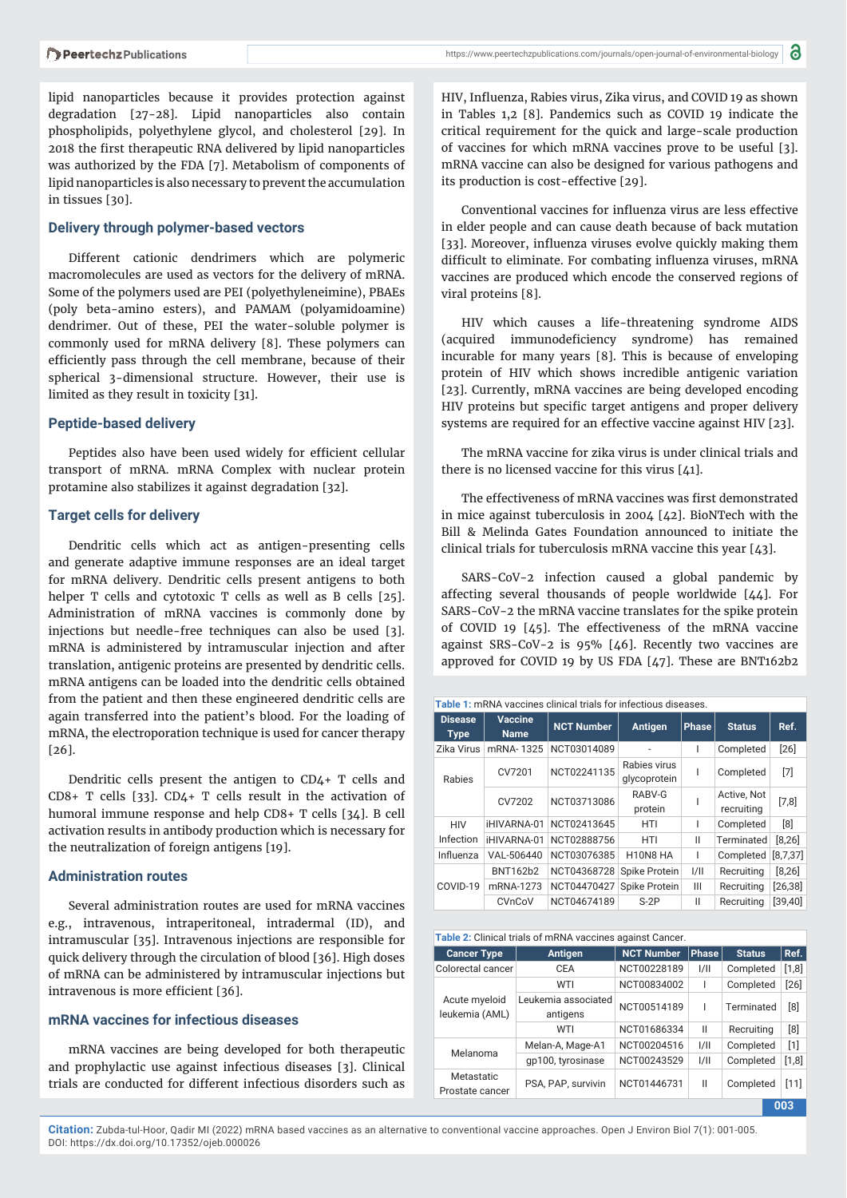lipid nanoparticles because it provides protection against degradation [27-28]. Lipid nanoparticles also contain phospholipids, polyethylene glycol, and cholesterol [29]. In 2018 the first therapeutic RNA delivered by lipid nanoparticles was authorized by the FDA [7]. Metabolism of components of lipid nanoparticles is also necessary to prevent the accumulation in tissues [30].

### Delivery through polymer-based vectors

Different cationic dendrimers which are polymeric macromolecules are used as vectors for the delivery of mRNA. Some of the polymers used are PEI (polyethyleneimine), PBAEs (poly beta-amino esters), and PAMAM (polyamidoamine) dendrimer. Out of these, PEI the water-soluble polymer is commonly used for mRNA delivery [8]. These polymers can efficiently pass through the cell membrane, because of their spherical 3-dimensional structure. However, their use is limited as they result in toxicity [31].

### Peptide-based delivery

Peptides also have been used widely for efficient cellular transport of mRNA. mRNA Complex with nuclear protein protamine also stabilizes it against degradation [32].

### Target cells for delivery

Dendritic cells which act as antigen-presenting cells and generate adaptive immune responses are an ideal target for mRNA delivery. Dendritic cells present antigens to both helper T cells and cytotoxic T cells as well as B cells [25]. Administration of mRNA vaccines is commonly done by injections but needle-free techniques can also be used [3]. mRNA is administered by intramuscular injection and after translation, antigenic proteins are presented by dendritic cells. mRNA antigens can be loaded into the dendritic cells obtained from the patient and then these engineered dendritic cells are again transferred into the patient's blood. For the loading of mRNA, the electroporation technique is used for cancer therapy [26].

Dendritic cells present the antigen to CD4+ T cells and CD8+ T cells [33]. CD4+ T cells result in the activation of humoral immune response and help CD8+ T cells [34]. B cell activation results in antibody production which is necessary for the neutralization of foreign antigens [19].

### Administration routes

Several administration routes are used for mRNA vaccines e.g., intravenous, intraperitoneal, intradermal (ID), and intramuscular [35]. Intravenous injections are responsible for quick delivery through the circulation of blood [36]. High doses of mRNA can be administered by intramuscular injections but intravenous is more efficient [36].

### mRNA vaccines for infectious diseases

mRNA vaccines are being developed for both therapeutic and prophylactic use against infectious diseases [3]. Clinical trials are conducted for different infectious disorders such as HIV, Influenza, Rabies virus, Zika virus, and COVID 19 as shown in Tables 1,2 [8]. Pandemics such as COVID 19 indicate the critical requirement for the quick and large-scale production of vaccines for which mRNA vaccines prove to be useful [3]. mRNA vaccine can also be designed for various pathogens and its production is cost-effective [29].

Conventional vaccines for influenza virus are less effective in elder people and can cause death because of back mutation [33]. Moreover, influenza viruses evolve quickly making them difficult to eliminate. For combating influenza viruses, mRNA vaccines are produced which encode the conserved regions of viral proteins [8].

HIV which causes a life-threatening syndrome AIDS (acquired immunodeficiency syndrome) has remained incurable for many years [8]. This is because of enveloping protein of HIV which shows incredible antigenic variation [23]. Currently, mRNA vaccines are being developed encoding HIV proteins but specific target antigens and proper delivery systems are required for an effective vaccine against HIV [23].

The mRNA vaccine for zika virus is under clinical trials and there is no licensed vaccine for this virus [41].

The effectiveness of mRNA vaccines was first demonstrated in mice against tuberculosis in 2004 [42]. BioNTech with the Bill & Melinda Gates Foundation announced to initiate the clinical trials for tuberculosis mRNA vaccine this year [43].

SARS-CoV-2 infection caused a global pandemic by affecting several thousands of people worldwide [44]. For SARS-CoV-2 the mRNA vaccine translates for the spike protein of COVID 19 [45]. The effectiveness of the mRNA vaccine against SRS-CoV-2 is 95% [46]. Recently two vaccines are approved for COVID 19 by US FDA [47]. These are BNT162b2

**Table 1:** mRNA vaccines clinical trials for infectious diseases.

| Disease Type | Vaccine Name | NCT Number | Antigen | Phase | Status | Ref. |
|---|---|---|---|---|---|---|
| Zika Virus | mRNA- 1325 | NCT03014089 | - | I | Completed | [26] |
| Rabies | CV7201 | NCT02241135 | Rabies virus glycoprotein | I | Completed | [7] |
| | CV7202 | NCT03713086 | RABV-G protein | I | Active, Not recruiting | [7,8] |
| HIV Infection | iHIVARNA-01 | NCT02413645 | HTI | I | Completed | [8] |
| | iHIVARNA-01 | NCT02888756 | HTI | II | Terminated | [8,26] |
| Influenza | VAL-506440 | NCT03076385 | H10N8 HA | I | Completed | [8,7,37] |
| COVID-19 | BNT162b2 | NCT04368728 | Spike Protein | I/II | Recruiting | [8,26] |
| | mRNA-1273 | NCT04470427 | Spike Protein | III | Recruiting | [26,38] |
| | CVnCoV | NCT04674189 | S-2P | II | Recruiting | [39,40] |

**Table 2:** Clinical trials of mRNA vaccines against Cancer.

| Cancer Type | Antigen | NCT Number | Phase | Status | Ref. |
|---|---|---|---|---|---|
| Colorectal cancer | CEA | NCT00228189 | I/II | Completed | [1,8] |
| Acute myeloid leukemia (AML) | WTI | NCT00834002 | I | Completed | [26] |
| | Leukemia associated antigens | NCT00514189 | I | Terminated | [8] |
| | WTI | NCT01686334 | II | Recruiting | [8] |
| Melanoma | Melan-A, Mage-A1 | NCT00204516 | I/II | Completed | [1] |
| | gp100, tyrosinase | NCT00243529 | I/II | Completed | [1,8] |
| Metastatic Prostate cancer | PSA, PAP, survivin | NCT01446731 | II | Completed | [11] |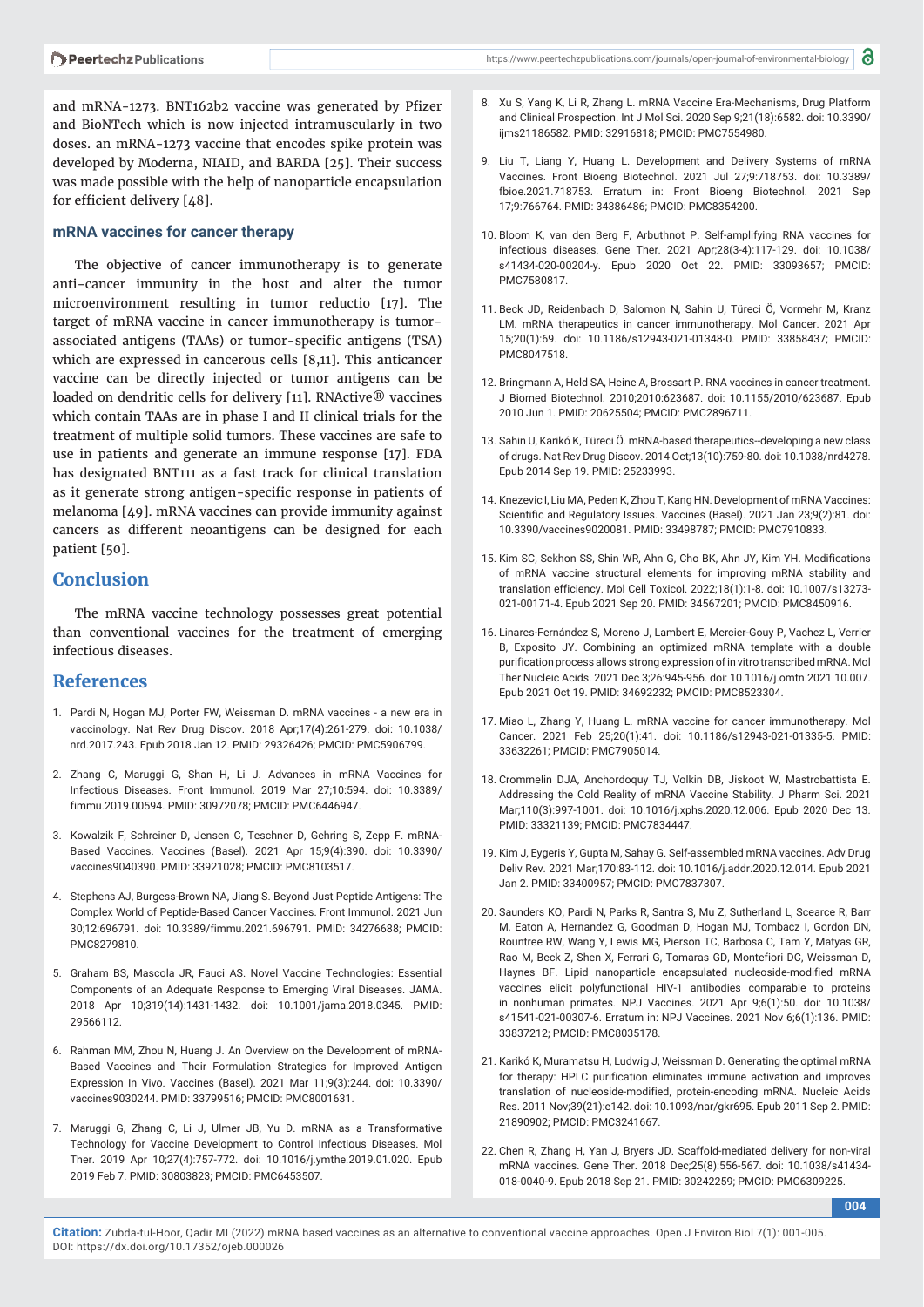and mRNA-1273. BNT162b2 vaccine was generated by Pfizer and BioNTech which is now injected intramuscularly in two doses. an mRNA-1273 vaccine that encodes spike protein was developed by Moderna, NIAID, and BARDA [25]. Their success was made possible with the help of nanoparticle encapsulation for efficient delivery [48].

### mRNA vaccines for cancer therapy

The objective of cancer immunotherapy is to generate anti-cancer immunity in the host and alter the tumor microenvironment resulting in tumor reductio [17]. The target of mRNA vaccine in cancer immunotherapy is tumor-associated antigens (TAAs) or tumor-specific antigens (TSA) which are expressed in cancerous cells [8,11]. This anticancer vaccine can be directly injected or tumor antigens can be loaded on dendritic cells for delivery [11]. RNActive® vaccines which contain TAAs are in phase I and II clinical trials for the treatment of multiple solid tumors. These vaccines are safe to use in patients and generate an immune response [17]. FDA has designated BNT111 as a fast track for clinical translation as it generate strong antigen-specific response in patients of melanoma [49]. mRNA vaccines can provide immunity against cancers as different neoantigens can be designed for each patient [50].

## Conclusion

The mRNA vaccine technology possesses great potential than conventional vaccines for the treatment of emerging infectious diseases.

## References

1. Pardi N, Hogan MJ, Porter FW, Weissman D. mRNA vaccines - a new era in vaccinology. Nat Rev Drug Discov. 2018 Apr;17(4):261-279. doi: 10.1038/nrd.2017.243. Epub 2018 Jan 12. PMID: 29326426; PMCID: PMC5906799.

2. Zhang C, Maruggi G, Shan H, Li J. Advances in mRNA Vaccines for Infectious Diseases. Front Immunol. 2019 Mar 27;10:594. doi: 10.3389/fimmu.2019.00594. PMID: 30972078; PMCID: PMC6446947.

3. Kowalzik F, Schreiner D, Jensen C, Teschner D, Gehring S, Zepp F. mRNA-Based Vaccines. Vaccines (Basel). 2021 Apr 15;9(4):390. doi: 10.3390/vaccines9040390. PMID: 33921028; PMCID: PMC8103517.

4. Stephens AJ, Burgess-Brown NA, Jiang S. Beyond Just Peptide Antigens: The Complex World of Peptide-Based Cancer Vaccines. Front Immunol. 2021 Jun 30;12:696791. doi: 10.3389/fimmu.2021.696791. PMID: 34276688; PMCID: PMC8279810.

5. Graham BS, Mascola JR, Fauci AS. Novel Vaccine Technologies: Essential Components of an Adequate Response to Emerging Viral Diseases. JAMA. 2018 Apr 10;319(14):1431-1432. doi: 10.1001/jama.2018.0345. PMID: 29566112.

6. Rahman MM, Zhou N, Huang J. An Overview on the Development of mRNA-Based Vaccines and Their Formulation Strategies for Improved Antigen Expression In Vivo. Vaccines (Basel). 2021 Mar 11;9(3):244. doi: 10.3390/vaccines9030244. PMID: 33799516; PMCID: PMC8001631.

7. Maruggi G, Zhang C, Li J, Ulmer JB, Yu D. mRNA as a Transformative Technology for Vaccine Development to Control Infectious Diseases. Mol Ther. 2019 Apr 10;27(4):757-772. doi: 10.1016/j.ymthe.2019.01.020. Epub 2019 Feb 7. PMID: 30803823; PMCID: PMC6453507.

8. Xu S, Yang K, Li R, Zhang L. mRNA Vaccine Era-Mechanisms, Drug Platform and Clinical Prospection. Int J Mol Sci. 2020 Sep 9;21(18):6582. doi: 10.3390/ijms21186582. PMID: 32916818; PMCID: PMC7554980.

9. Liu T, Liang Y, Huang L. Development and Delivery Systems of mRNA Vaccines. Front Bioeng Biotechnol. 2021 Jul 27;9:718753. doi: 10.3389/fbioe.2021.718753. Erratum in: Front Bioeng Biotechnol. 2021 Sep 17;9:766764. PMID: 34386486; PMCID: PMC8354200.

10. Bloom K, van den Berg F, Arbuthnot P. Self-amplifying RNA vaccines for infectious diseases. Gene Ther. 2021 Apr;28(3-4):117-129. doi: 10.1038/s41434-020-00204-y. Epub 2020 Oct 22. PMID: 33093657; PMCID: PMC7580817.

11. Beck JD, Reidenbach D, Salomon N, Sahin U, Türeci Ö, Vormehr M, Kranz LM. mRNA therapeutics in cancer immunotherapy. Mol Cancer. 2021 Apr 15;20(1):69. doi: 10.1186/s12943-021-01348-0. PMID: 33858437; PMCID: PMC8047518.

12. Bringmann A, Held SA, Heine A, Brossart P. RNA vaccines in cancer treatment. J Biomed Biotechnol. 2010;2010:623687. doi: 10.1155/2010/623687. Epub 2010 Jun 1. PMID: 20625504; PMCID: PMC2896711.

13. Sahin U, Karikó K, Türeci Ö. mRNA-based therapeutics--developing a new class of drugs. Nat Rev Drug Discov. 2014 Oct;13(10):759-80. doi: 10.1038/nrd4278. Epub 2014 Sep 19. PMID: 25233993.

14. Knezevic I, Liu MA, Peden K, Zhou T, Kang HN. Development of mRNA Vaccines: Scientific and Regulatory Issues. Vaccines (Basel). 2021 Jan 23;9(2):81. doi: 10.3390/vaccines9020081. PMID: 33498787; PMCID: PMC7910833.

15. Kim SC, Sekhon SS, Shin WR, Ahn G, Cho BK, Ahn JY, Kim YH. Modifications of mRNA vaccine structural elements for improving mRNA stability and translation efficiency. Mol Cell Toxicol. 2022;18(1):1-8. doi: 10.1007/s13273-021-00171-4. Epub 2021 Sep 20. PMID: 34567201; PMCID: PMC8450916.

16. Linares-Fernández S, Moreno J, Lambert E, Mercier-Gouy P, Vachez L, Verrier B, Exposito JY. Combining an optimized mRNA template with a double purification process allows strong expression of in vitro transcribed mRNA. Mol Ther Nucleic Acids. 2021 Dec 3;26:945-956. doi: 10.1016/j.omtn.2021.10.007. Epub 2021 Oct 19. PMID: 34692232; PMCID: PMC8523304.

17. Miao L, Zhang Y, Huang L. mRNA vaccine for cancer immunotherapy. Mol Cancer. 2021 Feb 25;20(1):41. doi: 10.1186/s12943-021-01335-5. PMID: 33632261; PMCID: PMC7905014.

18. Crommelin DJA, Anchordoquy TJ, Volkin DB, Jiskoot W, Mastrobattista E. Addressing the Cold Reality of mRNA Vaccine Stability. J Pharm Sci. 2021 Mar;110(3):997-1001. doi: 10.1016/j.xphs.2020.12.006. Epub 2020 Dec 13. PMID: 33321139; PMCID: PMC7834447.

19. Kim J, Eygeris Y, Gupta M, Sahay G. Self-assembled mRNA vaccines. Adv Drug Deliv Rev. 2021 Mar;170:83-112. doi: 10.1016/j.addr.2020.12.014. Epub 2021 Jan 2. PMID: 33400957; PMCID: PMC7837307.

20. Saunders KO, Pardi N, Parks R, Santra S, Mu Z, Sutherland L, Scearce R, Barr M, Eaton A, Hernandez G, Goodman D, Hogan MJ, Tombacz I, Gordon DN, Rountree RW, Wang Y, Lewis MG, Pierson TC, Barbosa C, Tam Y, Matyas GR, Rao M, Beck Z, Shen X, Ferrari G, Tomaras GD, Montefiori DC, Weissman D, Haynes BF. Lipid nanoparticle encapsulated nucleoside-modified mRNA vaccines elicit polyfunctional HIV-1 antibodies comparable to proteins in nonhuman primates. NPJ Vaccines. 2021 Apr 9;6(1):50. doi: 10.1038/s41541-021-00307-6. Erratum in: NPJ Vaccines. 2021 Nov 6;6(1):136. PMID: 33837212; PMCID: PMC8035178.

21. Karikó K, Muramatsu H, Ludwig J, Weissman D. Generating the optimal mRNA for therapy: HPLC purification eliminates immune activation and improves translation of nucleoside-modified, protein-encoding mRNA. Nucleic Acids Res. 2011 Nov;39(21):e142. doi: 10.1093/nar/gkr695. Epub 2011 Sep 2. PMID: 21890902; PMCID: PMC3241667.

22. Chen R, Zhang H, Yan J, Bryers JD. Scaffold-mediated delivery for non-viral mRNA vaccines. Gene Ther. 2018 Dec;25(8):556-567. doi: 10.1038/s41434-018-0040-9. Epub 2018 Sep 21. PMID: 30242259; PMCID: PMC6309225.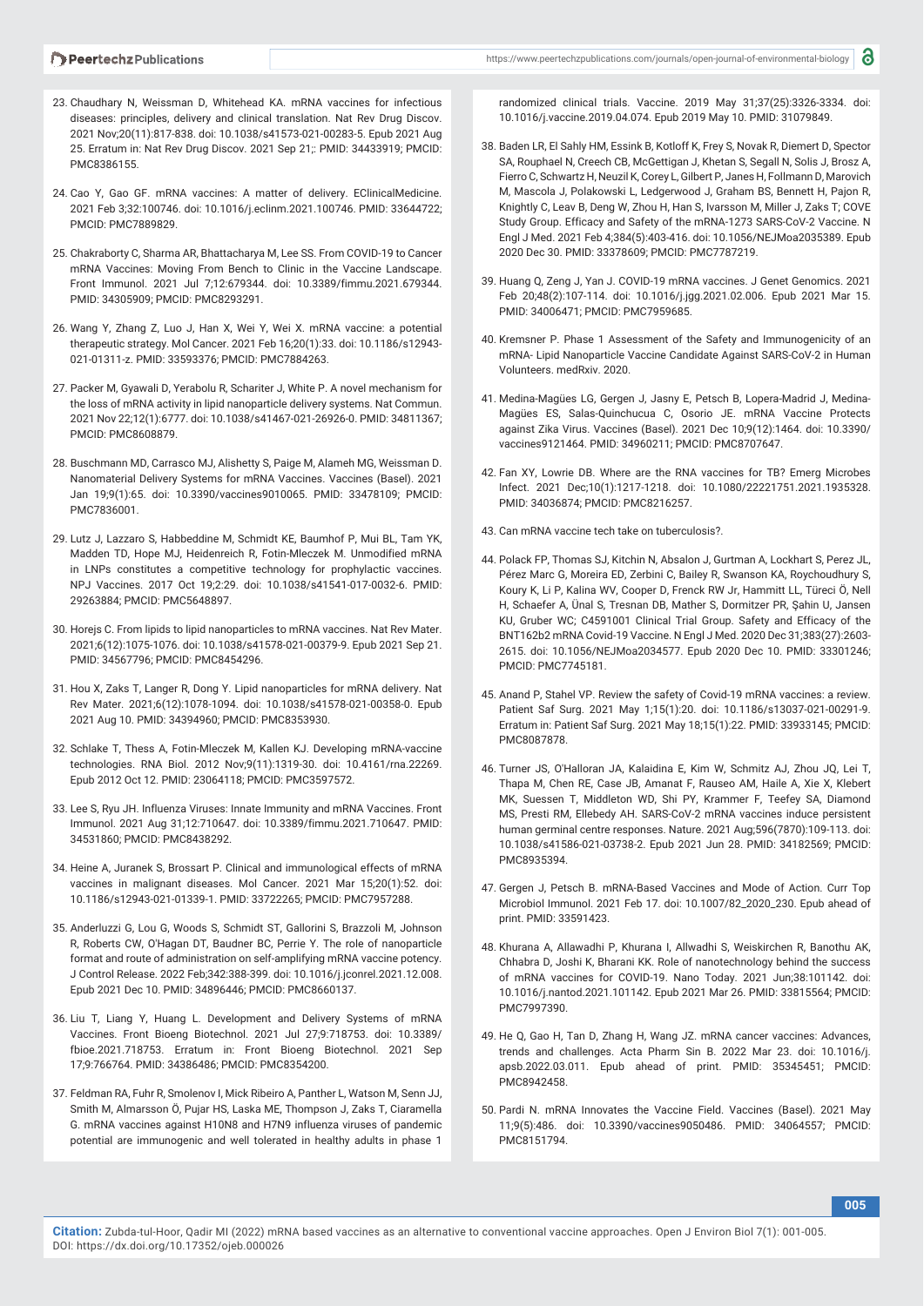23. Chaudhary N, Weissman D, Whitehead KA. mRNA vaccines for infectious diseases: principles, delivery and clinical translation. Nat Rev Drug Discov. 2021 Nov;20(11):817-838. doi: 10.1038/s41573-021-00283-5. Epub 2021 Aug 25. Erratum in: Nat Rev Drug Discov. 2021 Sep 21;: PMID: 34433919; PMCID: PMC8386155.

24. Cao Y, Gao GF. mRNA vaccines: A matter of delivery. EClinicalMedicine. 2021 Feb 3;32:100746. doi: 10.1016/j.eclinm.2021.100746. PMID: 33644722; PMCID: PMC7889829.

25. Chakraborty C, Sharma AR, Bhattacharya M, Lee SS. From COVID-19 to Cancer mRNA Vaccines: Moving From Bench to Clinic in the Vaccine Landscape. Front Immunol. 2021 Jul 7;12:679344. doi: 10.3389/fimmu.2021.679344. PMID: 34305909; PMCID: PMC8293291.

26. Wang Y, Zhang Z, Luo J, Han X, Wei Y, Wei X. mRNA vaccine: a potential therapeutic strategy. Mol Cancer. 2021 Feb 16;20(1):33. doi: 10.1186/s12943-021-01311-z. PMID: 33593376; PMCID: PMC7884263.

27. Packer M, Gyawali D, Yerabolu R, Schariter J, White P. A novel mechanism for the loss of mRNA activity in lipid nanoparticle delivery systems. Nat Commun. 2021 Nov 22;12(1):6777. doi: 10.1038/s41467-021-26926-0. PMID: 34811367; PMCID: PMC8608879.

28. Buschmann MD, Carrasco MJ, Alishetty S, Paige M, Alameh MG, Weissman D. Nanomaterial Delivery Systems for mRNA Vaccines. Vaccines (Basel). 2021 Jan 19;9(1):65. doi: 10.3390/vaccines9010065. PMID: 33478109; PMCID: PMC7836001.

29. Lutz J, Lazzaro S, Habbeddine M, Schmidt KE, Baumhof P, Mui BL, Tam YK, Madden TD, Hope MJ, Heidenreich R, Fotin-Mleczek M. Unmodified mRNA in LNPs constitutes a competitive technology for prophylactic vaccines. NPJ Vaccines. 2017 Oct 19;2:29. doi: 10.1038/s41541-017-0032-6. PMID: 29263884; PMCID: PMC5648897.

30. Horejs C. From lipids to lipid nanoparticles to mRNA vaccines. Nat Rev Mater. 2021;6(12):1075-1076. doi: 10.1038/s41578-021-00379-9. Epub 2021 Sep 21. PMID: 34567796; PMCID: PMC8454296.

31. Hou X, Zaks T, Langer R, Dong Y. Lipid nanoparticles for mRNA delivery. Nat Rev Mater. 2021;6(12):1078-1094. doi: 10.1038/s41578-021-00358-0. Epub 2021 Aug 10. PMID: 34394960; PMCID: PMC8353930.

32. Schlake T, Thess A, Fotin-Mleczek M, Kallen KJ. Developing mRNA-vaccine technologies. RNA Biol. 2012 Nov;9(11):1319-30. doi: 10.4161/rna.22269. Epub 2012 Oct 12. PMID: 23064118; PMCID: PMC3597572.

33. Lee S, Ryu JH. Influenza Viruses: Innate Immunity and mRNA Vaccines. Front Immunol. 2021 Aug 31;12:710647. doi: 10.3389/fimmu.2021.710647. PMID: 34531860; PMCID: PMC8438292.

34. Heine A, Juranek S, Brossart P. Clinical and immunological effects of mRNA vaccines in malignant diseases. Mol Cancer. 2021 Mar 15;20(1):52. doi: 10.1186/s12943-021-01339-1. PMID: 33722265; PMCID: PMC7957288.

35. Anderluzzi G, Lou G, Woods S, Schmidt ST, Gallorini S, Brazzoli M, Johnson R, Roberts CW, O'Hagan DT, Baudner BC, Perrie Y. The role of nanoparticle format and route of administration on self-amplifying mRNA vaccine potency. J Control Release. 2022 Feb;342:388-399. doi: 10.1016/j.jconrel.2021.12.008. Epub 2021 Dec 10. PMID: 34896446; PMCID: PMC8660137.

36. Liu T, Liang Y, Huang L. Development and Delivery Systems of mRNA Vaccines. Front Bioeng Biotechnol. 2021 Jul 27;9:718753. doi: 10.3389/fbioe.2021.718753. Erratum in: Front Bioeng Biotechnol. 2021 Sep 17;9:766764. PMID: 34386486; PMCID: PMC8354200.

37. Feldman RA, Fuhr R, Smolenov I, Mick Ribeiro A, Panther L, Watson M, Senn JJ, Smith M, Almarsson Ö, Pujar HS, Laska ME, Thompson J, Zaks T, Ciaramella G. mRNA vaccines against H10N8 and H7N9 influenza viruses of pandemic potential are immunogenic and well tolerated in healthy adults in phase 1 randomized clinical trials. Vaccine. 2019 May 31;37(25):3326-3334. doi: 10.1016/j.vaccine.2019.04.074. Epub 2019 May 10. PMID: 31079849.

38. Baden LR, El Sahly HM, Essink B, Kotloff K, Frey S, Novak R, Diemert D, Spector SA, Rouphael N, Creech CB, McGettigan J, Khetan S, Segall N, Solis J, Brosz A, Fierro C, Schwartz H, Neuzil K, Corey L, Gilbert P, Janes H, Follmann D, Marovich M, Mascola J, Polakowski L, Ledgerwood J, Graham BS, Bennett H, Pajon R, Knightly C, Leav B, Deng W, Zhou H, Han S, Ivarsson M, Miller J, Zaks T; COVE Study Group. Efficacy and Safety of the mRNA-1273 SARS-CoV-2 Vaccine. N Engl J Med. 2021 Feb 4;384(5):403-416. doi: 10.1056/NEJMoa2035389. Epub 2020 Dec 30. PMID: 33378609; PMCID: PMC7787219.

39. Huang Q, Zeng J, Yan J. COVID-19 mRNA vaccines. J Genet Genomics. 2021 Feb 20;48(2):107-114. doi: 10.1016/j.jgg.2021.02.006. Epub 2021 Mar 15. PMID: 34006471; PMCID: PMC7959685.

40. Kremsner P. Phase 1 Assessment of the Safety and Immunogenicity of an mRNA- Lipid Nanoparticle Vaccine Candidate Against SARS-CoV-2 in Human Volunteers. medRxiv. 2020.

41. Medina-Magües LG, Gergen J, Jasny E, Petsch B, Lopera-Madrid J, Medina-Magües ES, Salas-Quinchucua C, Osorio JE. mRNA Vaccine Protects against Zika Virus. Vaccines (Basel). 2021 Dec 10;9(12):1464. doi: 10.3390/vaccines9121464. PMID: 34960211; PMCID: PMC8707647.

42. Fan XY, Lowrie DB. Where are the RNA vaccines for TB? Emerg Microbes Infect. 2021 Dec;10(1):1217-1218. doi: 10.1080/22221751.2021.1935328. PMID: 34036874; PMCID: PMC8216257.

43. Can mRNA vaccine tech take on tuberculosis?.

44. Polack FP, Thomas SJ, Kitchin N, Absalon J, Gurtman A, Lockhart S, Perez JL, Pérez Marc G, Moreira ED, Zerbini C, Bailey R, Swanson KA, Roychoudhury S, Koury K, Li P, Kalina WV, Cooper D, Frenck RW Jr, Hammitt LL, Türeci Ö, Nell H, Schaefer A, Ünal S, Tresnan DB, Mather S, Dormitzer PR, Şahin U, Jansen KU, Gruber WC; C4591001 Clinical Trial Group. Safety and Efficacy of the BNT162b2 mRNA Covid-19 Vaccine. N Engl J Med. 2020 Dec 31;383(27):2603-2615. doi: 10.1056/NEJMoa2034577. Epub 2020 Dec 10. PMID: 33301246; PMCID: PMC7745181.

45. Anand P, Stahel VP. Review the safety of Covid-19 mRNA vaccines: a review. Patient Saf Surg. 2021 May 1;15(1):20. doi: 10.1186/s13037-021-00291-9. Erratum in: Patient Saf Surg. 2021 May 18;15(1):22. PMID: 33933145; PMCID: PMC8087878.

46. Turner JS, O'Halloran JA, Kalaidina E, Kim W, Schmitz AJ, Zhou JQ, Lei T, Thapa M, Chen RE, Case JB, Amanat F, Rauseo AM, Haile A, Xie X, Klebert MK, Suessen T, Middleton WD, Shi PY, Krammer F, Teefey SA, Diamond MS, Presti RM, Ellebedy AH. SARS-CoV-2 mRNA vaccines induce persistent human germinal centre responses. Nature. 2021 Aug;596(7870):109-113. doi: 10.1038/s41586-021-03738-2. Epub 2021 Jun 28. PMID: 34182569; PMCID: PMC8935394.

47. Gergen J, Petsch B. mRNA-Based Vaccines and Mode of Action. Curr Top Microbiol Immunol. 2021 Feb 17. doi: 10.1007/82_2020_230. Epub ahead of print. PMID: 33591423.

48. Khurana A, Allawadhi P, Khurana I, Allwadhi S, Weiskirchen R, Banothu AK, Chhabra D, Joshi K, Bharani KK. Role of nanotechnology behind the success of mRNA vaccines for COVID-19. Nano Today. 2021 Jun;38:101142. doi: 10.1016/j.nantod.2021.101142. Epub 2021 Mar 26. PMID: 33815564; PMCID: PMC7997390.

49. He Q, Gao H, Tan D, Zhang H, Wang JZ. mRNA cancer vaccines: Advances, trends and challenges. Acta Pharm Sin B. 2022 Mar 23. doi: 10.1016/j.apsb.2022.03.011. Epub ahead of print. PMID: 35345451; PMCID: PMC8942458.

50. Pardi N. mRNA Innovates the Vaccine Field. Vaccines (Basel). 2021 May 11;9(5):486. doi: 10.3390/vaccines9050486. PMID: 34064557; PMCID: PMC8151794.